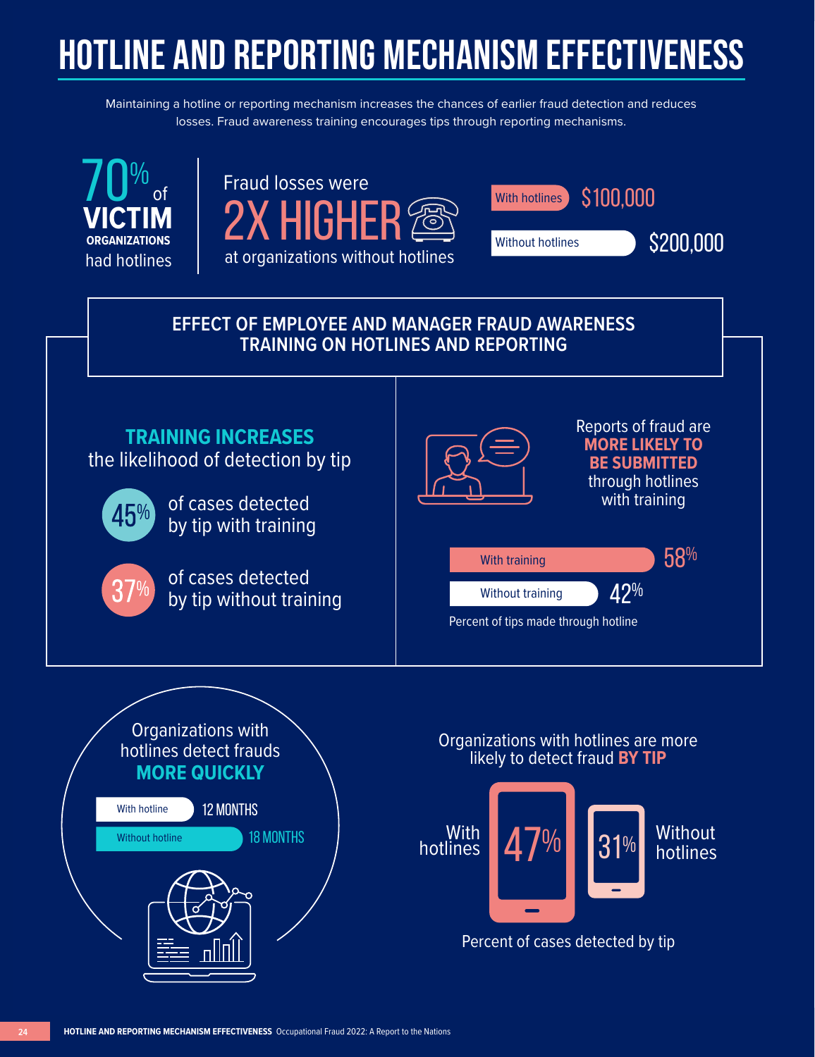# HOTLINE AND REPORTING MECHANISM EFFECTIVENESS

Maintaining a hotline or reporting mechanism increases the chances of earlier fraud detection and reduces losses. Fraud awareness training encourages tips through reporting mechanisms.

**70%** of **VICTIM ORGANIZATIONS** had hotlines

Fraud losses were **2X HIGHER** at organizations without hotlines

| | |
|---|---|
| With hotlines | $100,000 |
| Without hotlines | $200,000 |

## EFFECT OF EMPLOYEE AND MANAGER FRAUD AWARENESS TRAINING ON HOTLINES AND REPORTING

**TRAINING INCREASES** the likelihood of detection by tip

- **45%** of cases detected by tip with training
- **37%** of cases detected by tip without training

Reports of fraud are **MORE LIKELY TO BE SUBMITTED** through hotlines with training

| | |
|---|---|
| With training | 58% |
| Without training | 42% |

Percent of tips made through hotline

Organizations with hotlines detect frauds **MORE QUICKLY**

| | |
|---|---|
| With hotline | 12 MONTHS |
| Without hotline | 18 MONTHS |

Organizations with hotlines are more likely to detect fraud **BY TIP**

| | |
|---|---|
| With hotlines | 47% |
| Without hotlines | 31% |

Percent of cases detected by tip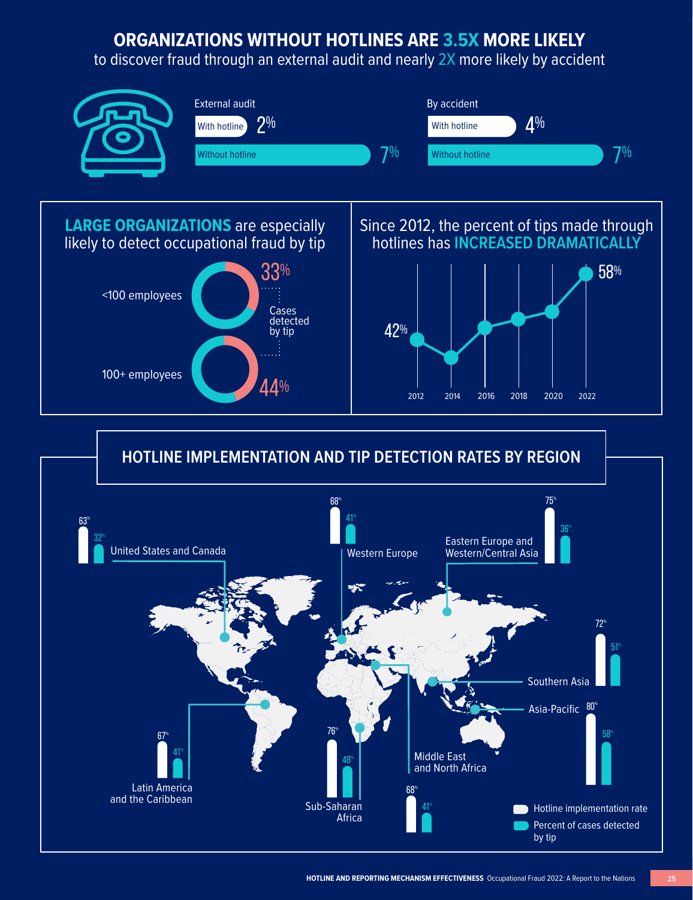# ORGANIZATIONS WITHOUT HOTLINES ARE 3.5X MORE LIKELY

to discover fraud through an external audit and nearly 2X more likely by accident

External audit

With hotline 2%

Without hotline 7%

By accident

With hotline 4%

Without hotline 7%

## LARGE ORGANIZATIONS are especially likely to detect occupational fraud by tip

<100 employees 33%

100+ employees 44%

Cases detected by tip

## Since 2012, the percent of tips made through hotlines has INCREASED DRAMATICALLY

42%

58%

2012 2014 2016 2018 2020 2022

## HOTLINE IMPLEMENTATION AND TIP DETECTION RATES BY REGION

United States and Canada 63% 32%

Western Europe 68% 41%

Eastern Europe and Western/Central Asia 75% 36%

Southern Asia 72% 51%

Asia-Pacific 80% 58%

Latin America and the Caribbean 67% 41%

Sub-Saharan Africa 76% 48%

Middle East and North Africa 68% 41%

Hotline implementation rate

Percent of cases detected by tip